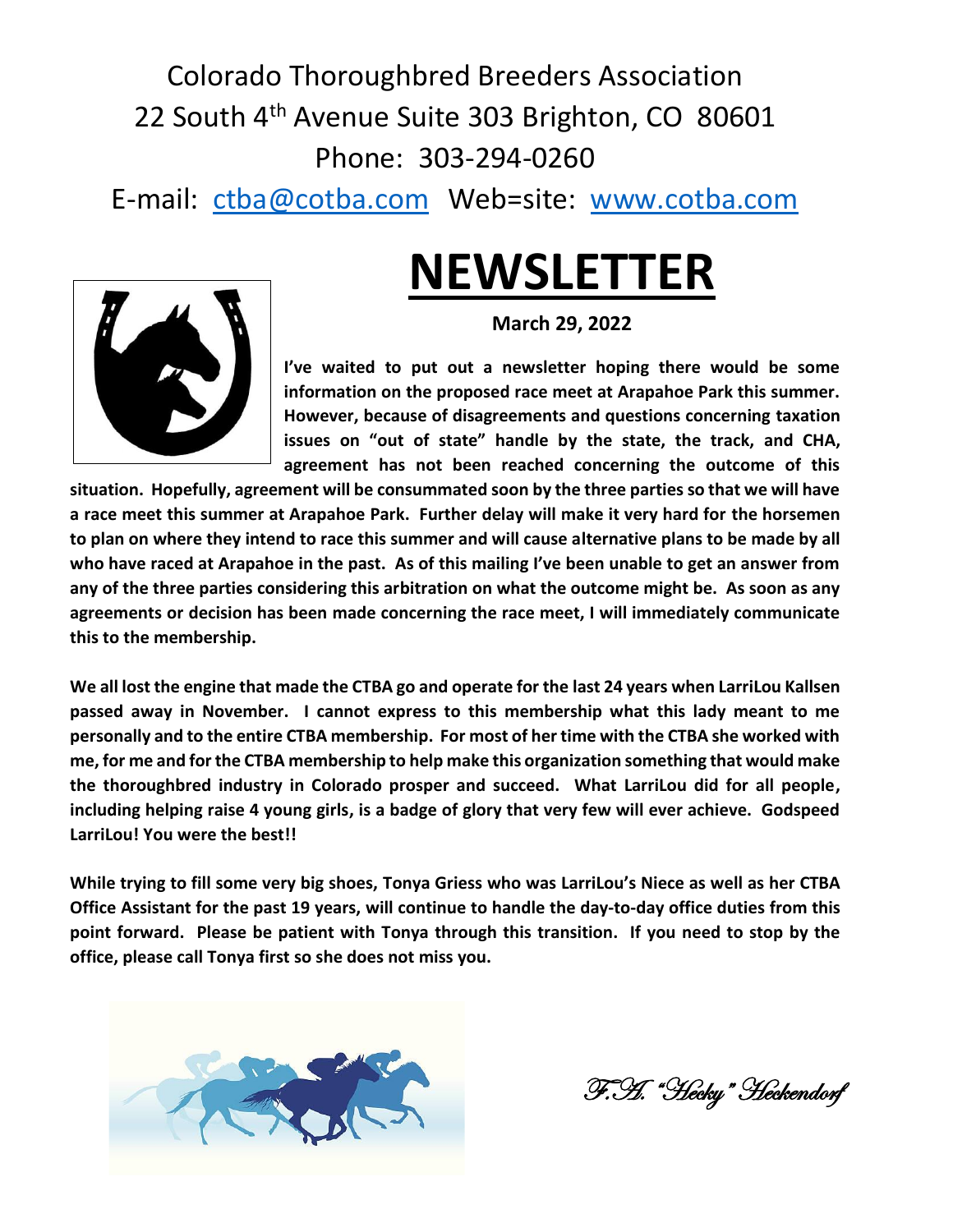Colorado Thoroughbred Breeders Association
22 South 4th Avenue Suite 303 Brighton, CO 80601
Phone: 303-294-0260
E-mail: ctba@cotba.com Web=site: www.cotba.com

# NEWSLETTER

**March 29, 2022**

**I've waited to put out a newsletter hoping there would be some information on the proposed race meet at Arapahoe Park this summer. However, because of disagreements and questions concerning taxation issues on "out of state" handle by the state, the track, and CHA, agreement has not been reached concerning the outcome of this situation. Hopefully, agreement will be consummated soon by the three parties so that we will have a race meet this summer at Arapahoe Park. Further delay will make it very hard for the horsemen to plan on where they intend to race this summer and will cause alternative plans to be made by all who have raced at Arapahoe in the past. As of this mailing I've been unable to get an answer from any of the three parties considering this arbitration on what the outcome might be. As soon as any agreements or decision has been made concerning the race meet, I will immediately communicate this to the membership.**

**We all lost the engine that made the CTBA go and operate for the last 24 years when LarriLou Kallsen passed away in November. I cannot express to this membership what this lady meant to me personally and to the entire CTBA membership. For most of her time with the CTBA she worked with me, for me and for the CTBA membership to help make this organization something that would make the thoroughbred industry in Colorado prosper and succeed. What LarriLou did for all people, including helping raise 4 young girls, is a badge of glory that very few will ever achieve. Godspeed LarriLou! You were the best!!**

**While trying to fill some very big shoes, Tonya Griess who was LarriLou's Niece as well as her CTBA Office Assistant for the past 19 years, will continue to handle the day-to-day office duties from this point forward. Please be patient with Tonya through this transition. If you need to stop by the office, please call Tonya first so she does not miss you.**

*F.A. "Hecky" Heckendorf*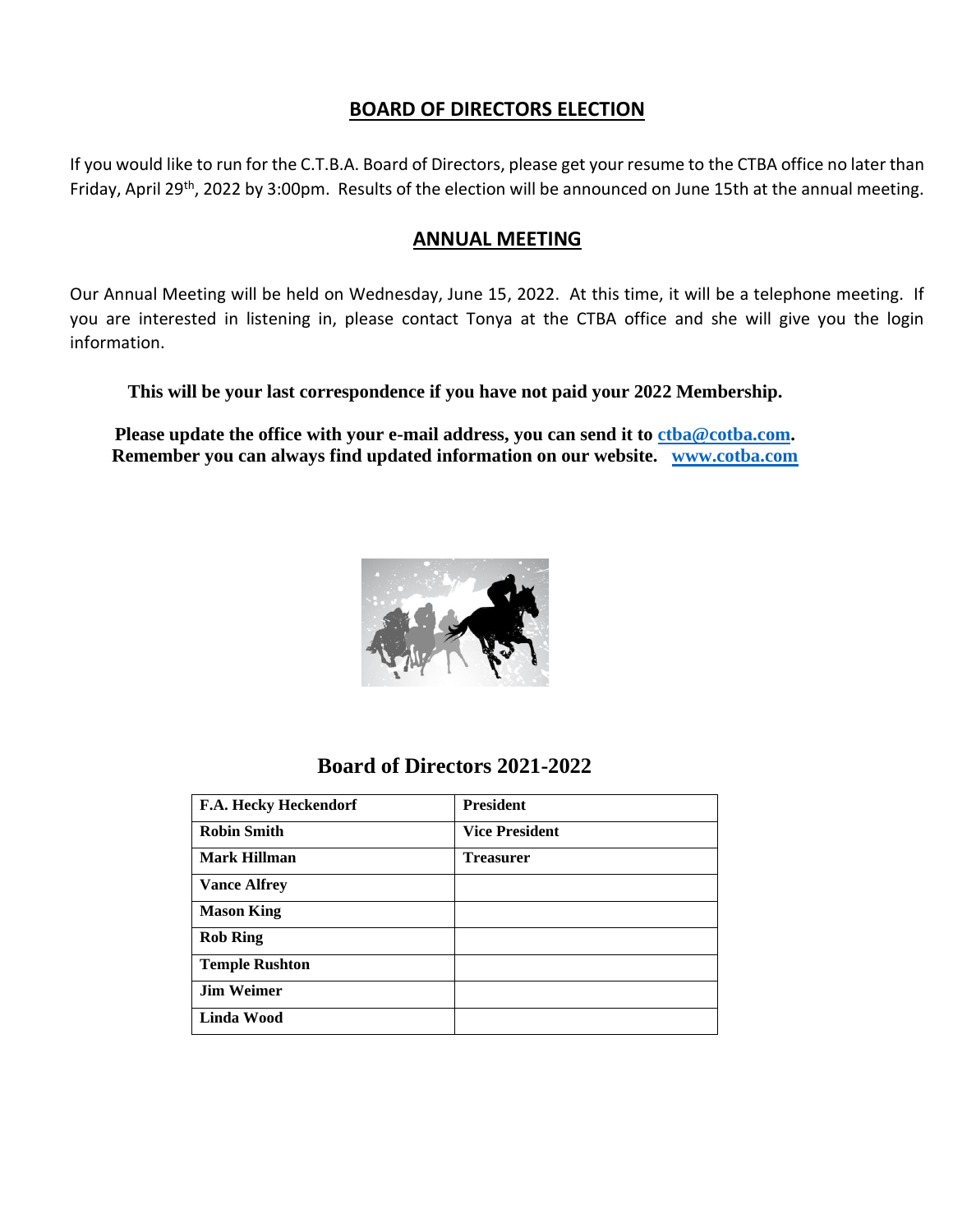## BOARD OF DIRECTORS ELECTION

If you would like to run for the C.T.B.A. Board of Directors, please get your resume to the CTBA office no later than Friday, April 29th, 2022 by 3:00pm. Results of the election will be announced on June 15th at the annual meeting.

## ANNUAL MEETING

Our Annual Meeting will be held on Wednesday, June 15, 2022. At this time, it will be a telephone meeting. If you are interested in listening in, please contact Tonya at the CTBA office and she will give you the login information.

**This will be your last correspondence if you have not paid your 2022 Membership.**

**Please update the office with your e-mail address, you can send it to ctba@cotba.com.**
**Remember you can always find updated information on our website. www.cotba.com**

## Board of Directors 2021-2022

| | |
|---|---|
| **F.A. Hecky Heckendorf** | **President** |
| **Robin Smith** | **Vice President** |
| **Mark Hillman** | **Treasurer** |
| **Vance Alfrey** | |
| **Mason King** | |
| **Rob Ring** | |
| **Temple Rushton** | |
| **Jim Weimer** | |
| **Linda Wood** | |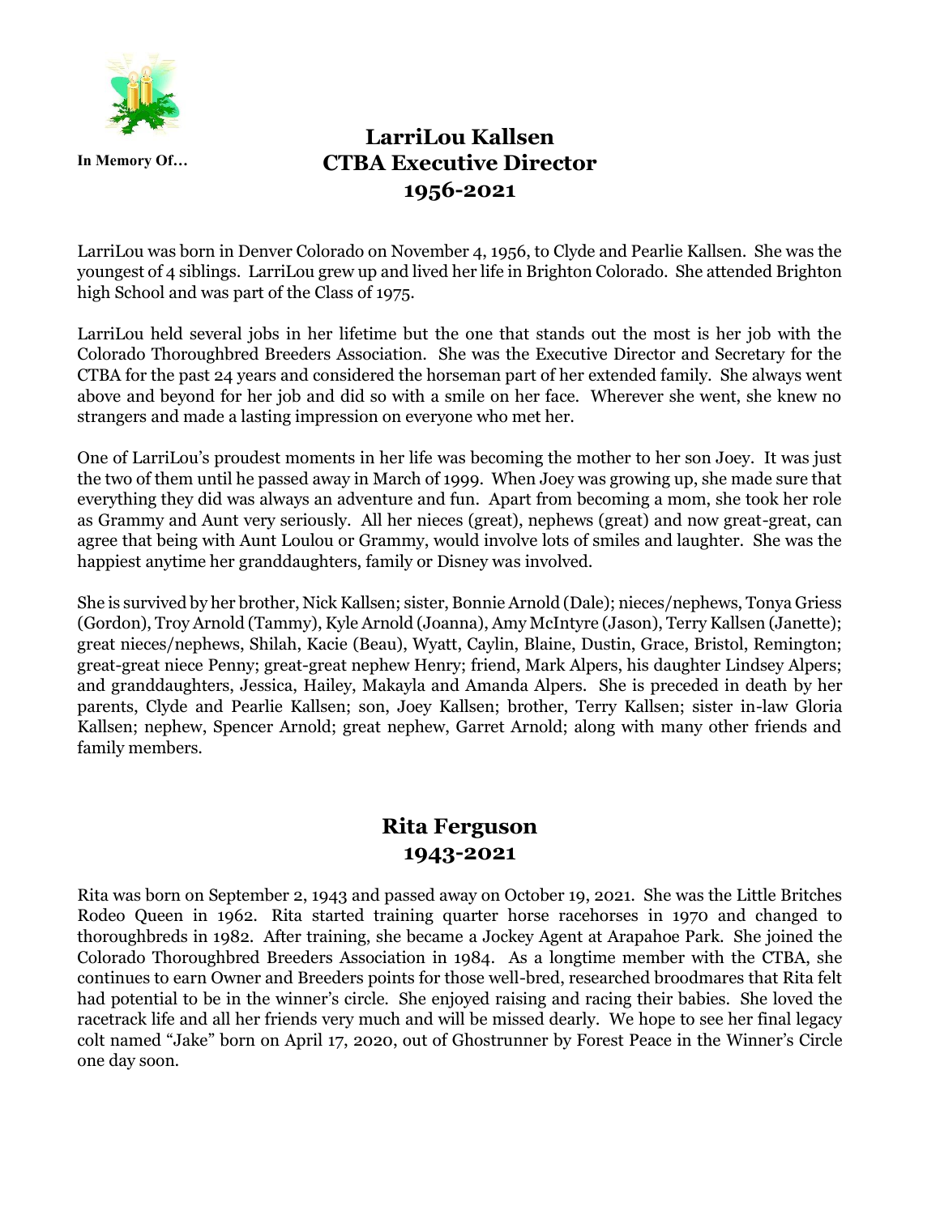In Memory Of…

## LarriLou Kallsen
## CTBA Executive Director
## 1956-2021

LarriLou was born in Denver Colorado on November 4, 1956, to Clyde and Pearlie Kallsen. She was the youngest of 4 siblings. LarriLou grew up and lived her life in Brighton Colorado. She attended Brighton high School and was part of the Class of 1975.

LarriLou held several jobs in her lifetime but the one that stands out the most is her job with the Colorado Thoroughbred Breeders Association. She was the Executive Director and Secretary for the CTBA for the past 24 years and considered the horseman part of her extended family. She always went above and beyond for her job and did so with a smile on her face. Wherever she went, she knew no strangers and made a lasting impression on everyone who met her.

One of LarriLou's proudest moments in her life was becoming the mother to her son Joey. It was just the two of them until he passed away in March of 1999. When Joey was growing up, she made sure that everything they did was always an adventure and fun. Apart from becoming a mom, she took her role as Grammy and Aunt very seriously. All her nieces (great), nephews (great) and now great-great, can agree that being with Aunt Loulou or Grammy, would involve lots of smiles and laughter. She was the happiest anytime her granddaughters, family or Disney was involved.

She is survived by her brother, Nick Kallsen; sister, Bonnie Arnold (Dale); nieces/nephews, Tonya Griess (Gordon), Troy Arnold (Tammy), Kyle Arnold (Joanna), Amy McIntyre (Jason), Terry Kallsen (Janette); great nieces/nephews, Shilah, Kacie (Beau), Wyatt, Caylin, Blaine, Dustin, Grace, Bristol, Remington; great-great niece Penny; great-great nephew Henry; friend, Mark Alpers, his daughter Lindsey Alpers; and granddaughters, Jessica, Hailey, Makayla and Amanda Alpers. She is preceded in death by her parents, Clyde and Pearlie Kallsen; son, Joey Kallsen; brother, Terry Kallsen; sister in-law Gloria Kallsen; nephew, Spencer Arnold; great nephew, Garret Arnold; along with many other friends and family members.

## Rita Ferguson
## 1943-2021

Rita was born on September 2, 1943 and passed away on October 19, 2021. She was the Little Britches Rodeo Queen in 1962. Rita started training quarter horse racehorses in 1970 and changed to thoroughbreds in 1982. After training, she became a Jockey Agent at Arapahoe Park. She joined the Colorado Thoroughbred Breeders Association in 1984. As a longtime member with the CTBA, she continues to earn Owner and Breeders points for those well-bred, researched broodmares that Rita felt had potential to be in the winner's circle. She enjoyed raising and racing their babies. She loved the racetrack life and all her friends very much and will be missed dearly. We hope to see her final legacy colt named "Jake" born on April 17, 2020, out of Ghostrunner by Forest Peace in the Winner's Circle one day soon.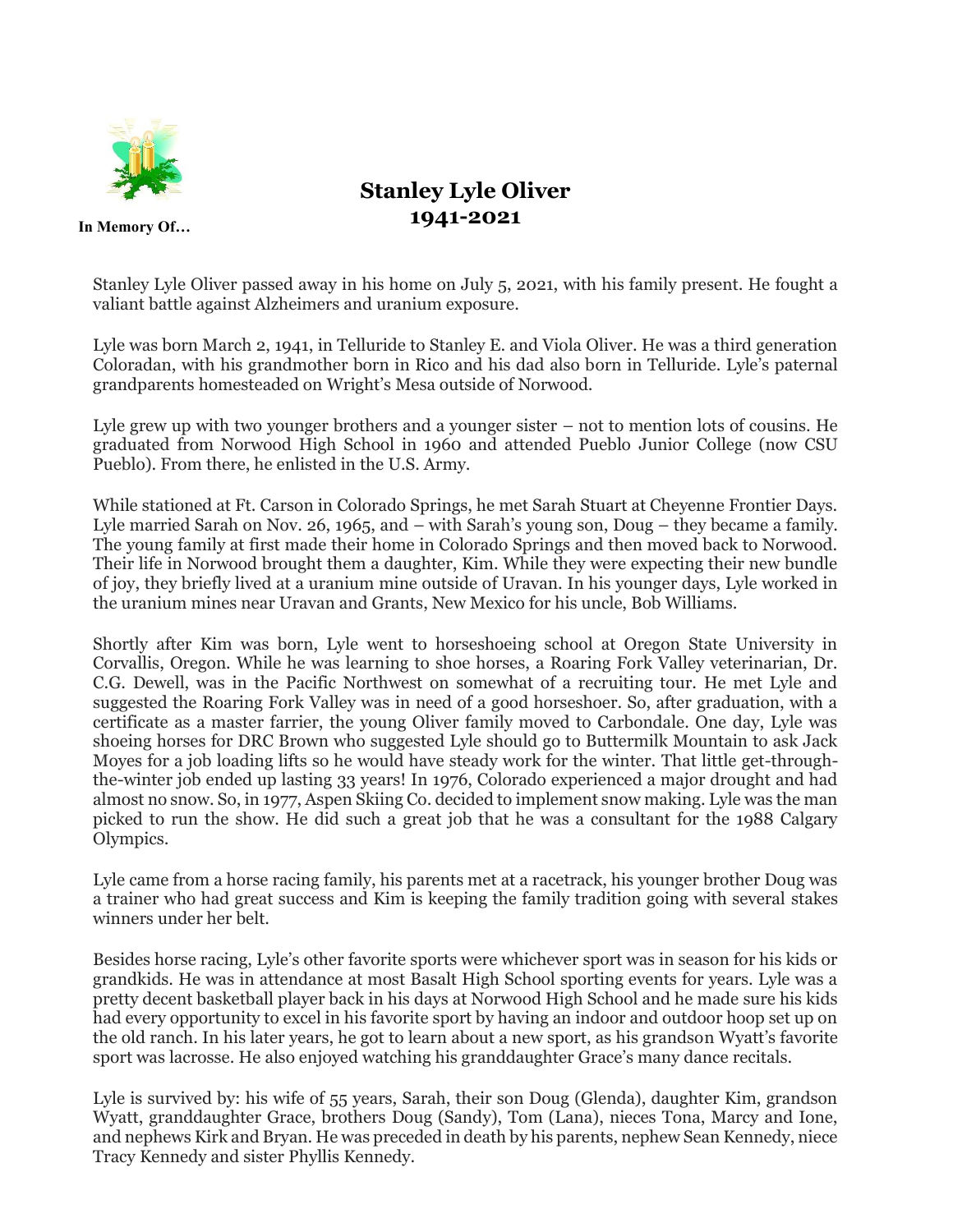In Memory Of…

# Stanley Lyle Oliver
## 1941-2021

Stanley Lyle Oliver passed away in his home on July 5, 2021, with his family present. He fought a valiant battle against Alzheimers and uranium exposure.

Lyle was born March 2, 1941, in Telluride to Stanley E. and Viola Oliver. He was a third generation Coloradan, with his grandmother born in Rico and his dad also born in Telluride. Lyle's paternal grandparents homesteaded on Wright's Mesa outside of Norwood.

Lyle grew up with two younger brothers and a younger sister – not to mention lots of cousins. He graduated from Norwood High School in 1960 and attended Pueblo Junior College (now CSU Pueblo). From there, he enlisted in the U.S. Army.

While stationed at Ft. Carson in Colorado Springs, he met Sarah Stuart at Cheyenne Frontier Days. Lyle married Sarah on Nov. 26, 1965, and – with Sarah's young son, Doug – they became a family. The young family at first made their home in Colorado Springs and then moved back to Norwood. Their life in Norwood brought them a daughter, Kim. While they were expecting their new bundle of joy, they briefly lived at a uranium mine outside of Uravan. In his younger days, Lyle worked in the uranium mines near Uravan and Grants, New Mexico for his uncle, Bob Williams.

Shortly after Kim was born, Lyle went to horseshoeing school at Oregon State University in Corvallis, Oregon. While he was learning to shoe horses, a Roaring Fork Valley veterinarian, Dr. C.G. Dewell, was in the Pacific Northwest on somewhat of a recruiting tour. He met Lyle and suggested the Roaring Fork Valley was in need of a good horseshoer. So, after graduation, with a certificate as a master farrier, the young Oliver family moved to Carbondale. One day, Lyle was shoeing horses for DRC Brown who suggested Lyle should go to Buttermilk Mountain to ask Jack Moyes for a job loading lifts so he would have steady work for the winter. That little get-through-the-winter job ended up lasting 33 years! In 1976, Colorado experienced a major drought and had almost no snow. So, in 1977, Aspen Skiing Co. decided to implement snow making. Lyle was the man picked to run the show. He did such a great job that he was a consultant for the 1988 Calgary Olympics.

Lyle came from a horse racing family, his parents met at a racetrack, his younger brother Doug was a trainer who had great success and Kim is keeping the family tradition going with several stakes winners under her belt.

Besides horse racing, Lyle's other favorite sports were whichever sport was in season for his kids or grandkids. He was in attendance at most Basalt High School sporting events for years. Lyle was a pretty decent basketball player back in his days at Norwood High School and he made sure his kids had every opportunity to excel in his favorite sport by having an indoor and outdoor hoop set up on the old ranch. In his later years, he got to learn about a new sport, as his grandson Wyatt's favorite sport was lacrosse. He also enjoyed watching his granddaughter Grace's many dance recitals.

Lyle is survived by: his wife of 55 years, Sarah, their son Doug (Glenda), daughter Kim, grandson Wyatt, granddaughter Grace, brothers Doug (Sandy), Tom (Lana), nieces Tona, Marcy and Ione, and nephews Kirk and Bryan. He was preceded in death by his parents, nephew Sean Kennedy, niece Tracy Kennedy and sister Phyllis Kennedy.